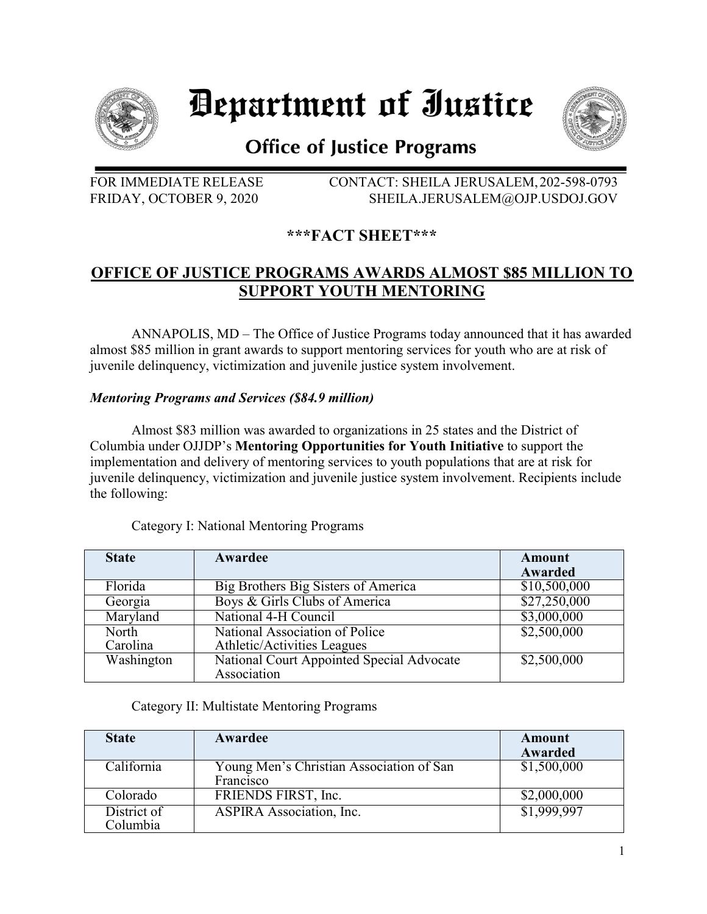# Department of Justice

## Office of Justice Programs

FOR IMMEDIATE RELEASE
FRIDAY, OCTOBER 9, 2020

CONTACT: SHEILA JERUSALEM, 202-598-0793
SHEILA.JERUSALEM@OJP.USDOJ.GOV

## ***FACT SHEET***

## OFFICE OF JUSTICE PROGRAMS AWARDS ALMOST $85 MILLION TO SUPPORT YOUTH MENTORING

ANNAPOLIS, MD – The Office of Justice Programs today announced that it has awarded almost $85 million in grant awards to support mentoring services for youth who are at risk of juvenile delinquency, victimization and juvenile justice system involvement.

***Mentoring Programs and Services ($84.9 million)***

Almost $83 million was awarded to organizations in 25 states and the District of Columbia under OJJDP's **Mentoring Opportunities for Youth Initiative** to support the implementation and delivery of mentoring services to youth populations that are at risk for juvenile delinquency, victimization and juvenile justice system involvement. Recipients include the following:

Category I: National Mentoring Programs

| State | Awardee | Amount Awarded |
|---|---|---|
| Florida | Big Brothers Big Sisters of America | $10,500,000 |
| Georgia | Boys & Girls Clubs of America | $27,250,000 |
| Maryland | National 4-H Council | $3,000,000 |
| North Carolina | National Association of Police Athletic/Activities Leagues | $2,500,000 |
| Washington | National Court Appointed Special Advocate Association | $2,500,000 |

Category II: Multistate Mentoring Programs

| State | Awardee | Amount Awarded |
|---|---|---|
| California | Young Men's Christian Association of San Francisco | $1,500,000 |
| Colorado | FRIENDS FIRST, Inc. | $2,000,000 |
| District of Columbia | ASPIRA Association, Inc. | $1,999,997 |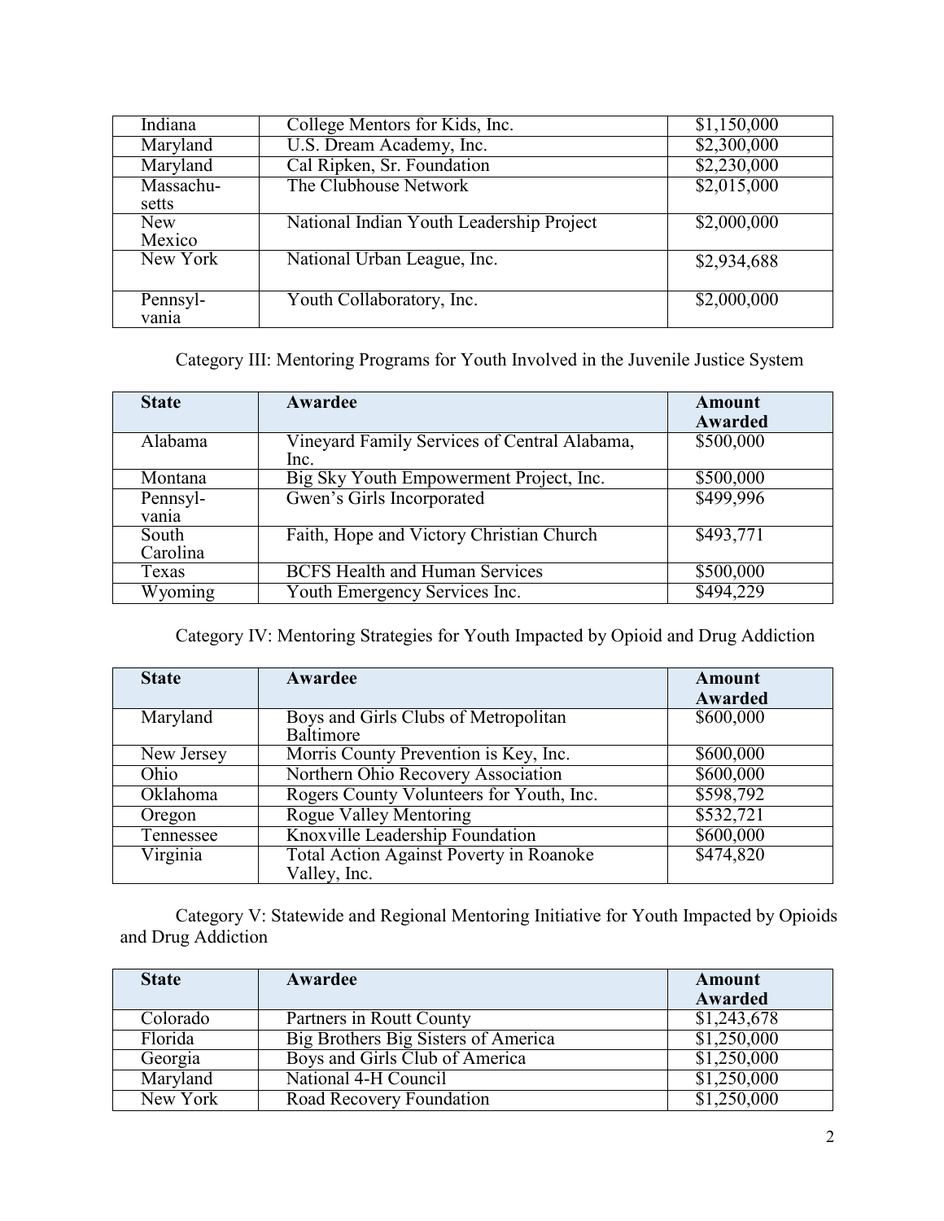| | | |
|---|---|---|
| Indiana | College Mentors for Kids, Inc. | $1,150,000 |
| Maryland | U.S. Dream Academy, Inc. | $2,300,000 |
| Maryland | Cal Ripken, Sr. Foundation | $2,230,000 |
| Massachusetts | The Clubhouse Network | $2,015,000 |
| New Mexico | National Indian Youth Leadership Project | $2,000,000 |
| New York | National Urban League, Inc. | $2,934,688 |
| Pennsylvania | Youth Collaboratory, Inc. | $2,000,000 |

Category III: Mentoring Programs for Youth Involved in the Juvenile Justice System

| State | Awardee | Amount Awarded |
|---|---|---|
| Alabama | Vineyard Family Services of Central Alabama, Inc. | $500,000 |
| Montana | Big Sky Youth Empowerment Project, Inc. | $500,000 |
| Pennsylvania | Gwen's Girls Incorporated | $499,996 |
| South Carolina | Faith, Hope and Victory Christian Church | $493,771 |
| Texas | BCFS Health and Human Services | $500,000 |
| Wyoming | Youth Emergency Services Inc. | $494,229 |

Category IV: Mentoring Strategies for Youth Impacted by Opioid and Drug Addiction

| State | Awardee | Amount Awarded |
|---|---|---|
| Maryland | Boys and Girls Clubs of Metropolitan Baltimore | $600,000 |
| New Jersey | Morris County Prevention is Key, Inc. | $600,000 |
| Ohio | Northern Ohio Recovery Association | $600,000 |
| Oklahoma | Rogers County Volunteers for Youth, Inc. | $598,792 |
| Oregon | Rogue Valley Mentoring | $532,721 |
| Tennessee | Knoxville Leadership Foundation | $600,000 |
| Virginia | Total Action Against Poverty in Roanoke Valley, Inc. | $474,820 |

Category V: Statewide and Regional Mentoring Initiative for Youth Impacted by Opioids and Drug Addiction

| State | Awardee | Amount Awarded |
|---|---|---|
| Colorado | Partners in Routt County | $1,243,678 |
| Florida | Big Brothers Big Sisters of America | $1,250,000 |
| Georgia | Boys and Girls Club of America | $1,250,000 |
| Maryland | National 4-H Council | $1,250,000 |
| New York | Road Recovery Foundation | $1,250,000 |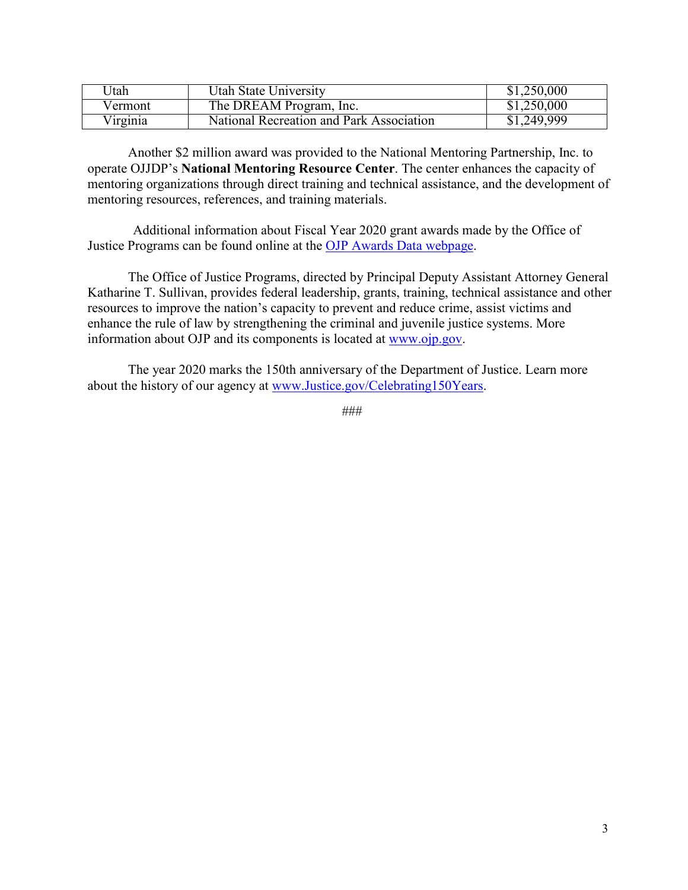| | | |
|---|---|---|
| Utah | Utah State University | $1,250,000 |
| Vermont | The DREAM Program, Inc. | $1,250,000 |
| Virginia | National Recreation and Park Association | $1,249,999 |

Another $2 million award was provided to the National Mentoring Partnership, Inc. to operate OJJDP's **National Mentoring Resource Center**. The center enhances the capacity of mentoring organizations through direct training and technical assistance, and the development of mentoring resources, references, and training materials.

Additional information about Fiscal Year 2020 grant awards made by the Office of Justice Programs can be found online at the OJP Awards Data webpage.

The Office of Justice Programs, directed by Principal Deputy Assistant Attorney General Katharine T. Sullivan, provides federal leadership, grants, training, technical assistance and other resources to improve the nation's capacity to prevent and reduce crime, assist victims and enhance the rule of law by strengthening the criminal and juvenile justice systems. More information about OJP and its components is located at www.ojp.gov.

The year 2020 marks the 150th anniversary of the Department of Justice. Learn more about the history of our agency at www.Justice.gov/Celebrating150Years.

###